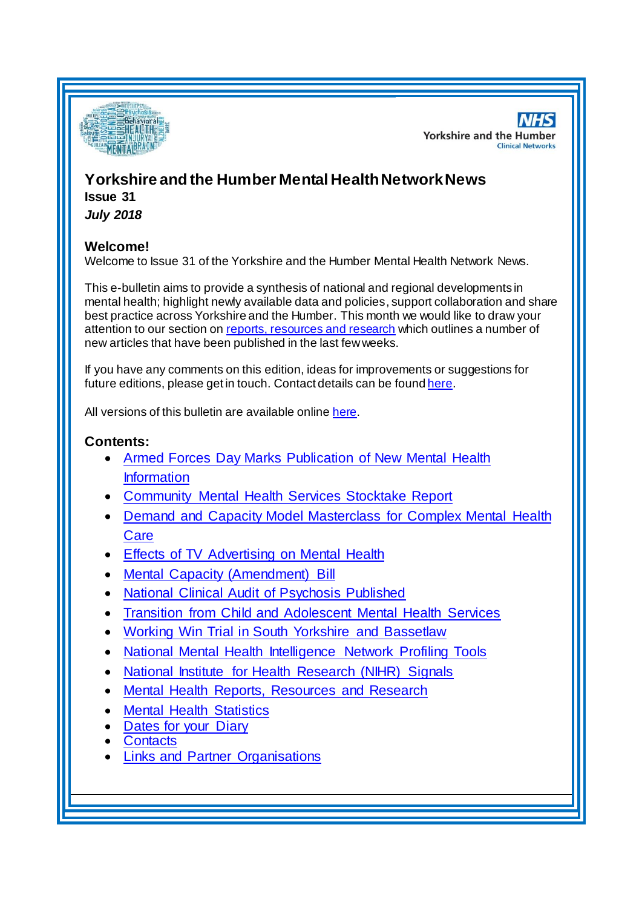# Yorkshire and the Humber Mental Health Network News

**Issue 31**

***July 2018***

## Welcome!

Welcome to Issue 31 of the Yorkshire and the Humber Mental Health Network News.

This e-bulletin aims to provide a synthesis of national and regional developments in mental health; highlight newly available data and policies, support collaboration and share best practice across Yorkshire and the Humber. This month we would like to draw your attention to our section on reports, resources and research which outlines a number of new articles that have been published in the last few weeks.

If you have any comments on this edition, ideas for improvements or suggestions for future editions, please get in touch. Contact details can be found here.

All versions of this bulletin are available online here.

## Contents:

- Armed Forces Day Marks Publication of New Mental Health Information
- Community Mental Health Services Stocktake Report
- Demand and Capacity Model Masterclass for Complex Mental Health Care
- Effects of TV Advertising on Mental Health
- Mental Capacity (Amendment) Bill
- National Clinical Audit of Psychosis Published
- Transition from Child and Adolescent Mental Health Services
- Working Win Trial in South Yorkshire and Bassetlaw
- National Mental Health Intelligence Network Profiling Tools
- National Institute for Health Research (NIHR) Signals
- Mental Health Reports, Resources and Research
- Mental Health Statistics
- Dates for your Diary
- Contacts
- Links and Partner Organisations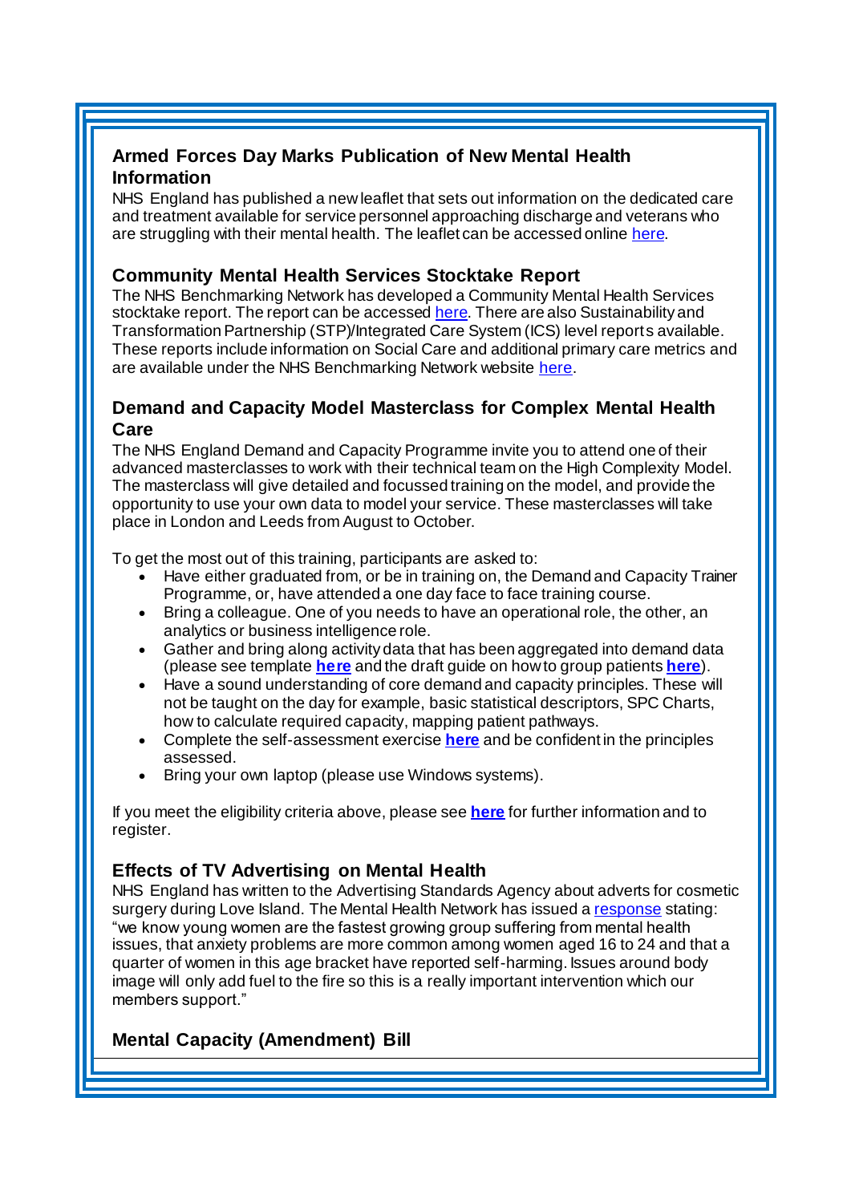### Armed Forces Day Marks Publication of New Mental Health Information

NHS England has published a new leaflet that sets out information on the dedicated care and treatment available for service personnel approaching discharge and veterans who are struggling with their mental health. The leaflet can be accessed online here.

### Community Mental Health Services Stocktake Report

The NHS Benchmarking Network has developed a Community Mental Health Services stocktake report. The report can be accessed here. There are also Sustainability and Transformation Partnership (STP)/Integrated Care System (ICS) level reports available. These reports include information on Social Care and additional primary care metrics and are available under the NHS Benchmarking Network website here.

### Demand and Capacity Model Masterclass for Complex Mental Health Care

The NHS England Demand and Capacity Programme invite you to attend one of their advanced masterclasses to work with their technical team on the High Complexity Model. The masterclass will give detailed and focussed training on the model, and provide the opportunity to use your own data to model your service. These masterclasses will take place in London and Leeds from August to October.

To get the most out of this training, participants are asked to:

- Have either graduated from, or be in training on, the Demand and Capacity Trainer Programme, or, have attended a one day face to face training course.
- Bring a colleague. One of you needs to have an operational role, the other, an analytics or business intelligence role.
- Gather and bring along activity data that has been aggregated into demand data (please see template **here** and the draft guide on how to group patients **here**).
- Have a sound understanding of core demand and capacity principles. These will not be taught on the day for example, basic statistical descriptors, SPC Charts, how to calculate required capacity, mapping patient pathways.
- Complete the self-assessment exercise **here** and be confident in the principles assessed.
- Bring your own laptop (please use Windows systems).

If you meet the eligibility criteria above, please see **here** for further information and to register.

### Effects of TV Advertising on Mental Health

NHS England has written to the Advertising Standards Agency about adverts for cosmetic surgery during Love Island. The Mental Health Network has issued a response stating: "we know young women are the fastest growing group suffering from mental health issues, that anxiety problems are more common among women aged 16 to 24 and that a quarter of women in this age bracket have reported self-harming. Issues around body image will only add fuel to the fire so this is a really important intervention which our members support."

### Mental Capacity (Amendment) Bill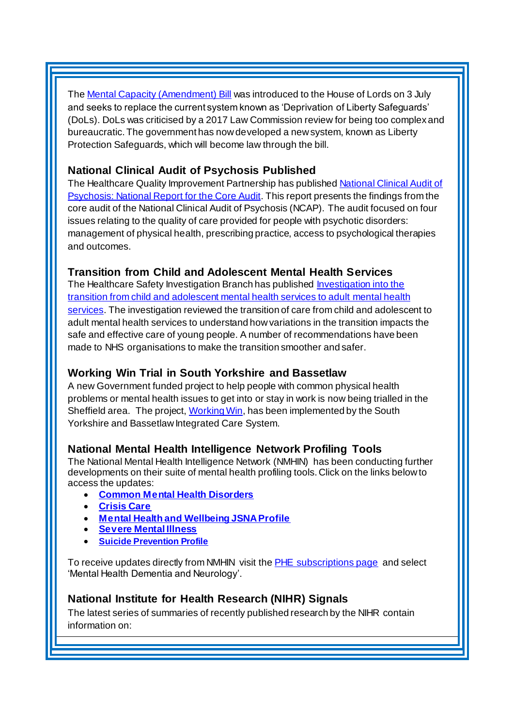The Mental Capacity (Amendment) Bill was introduced to the House of Lords on 3 July and seeks to replace the current system known as 'Deprivation of Liberty Safeguards' (DoLs). DoLs was criticised by a 2017 Law Commission review for being too complex and bureaucratic. The government has now developed a new system, known as Liberty Protection Safeguards, which will become law through the bill.

### National Clinical Audit of Psychosis Published

The Healthcare Quality Improvement Partnership has published National Clinical Audit of Psychosis: National Report for the Core Audit. This report presents the findings from the core audit of the National Clinical Audit of Psychosis (NCAP). The audit focused on four issues relating to the quality of care provided for people with psychotic disorders: management of physical health, prescribing practice, access to psychological therapies and outcomes.

### Transition from Child and Adolescent Mental Health Services

The Healthcare Safety Investigation Branch has published Investigation into the transition from child and adolescent mental health services to adult mental health services. The investigation reviewed the transition of care from child and adolescent to adult mental health services to understand how variations in the transition impacts the safe and effective care of young people. A number of recommendations have been made to NHS organisations to make the transition smoother and safer.

### Working Win Trial in South Yorkshire and Bassetlaw

A new Government funded project to help people with common physical health problems or mental health issues to get into or stay in work is now being trialled in the Sheffield area. The project, Working Win, has been implemented by the South Yorkshire and Bassetlaw Integrated Care System.

### National Mental Health Intelligence Network Profiling Tools

The National Mental Health Intelligence Network (NMHIN) has been conducting further developments on their suite of mental health profiling tools. Click on the links below to access the updates:

- **Common Mental Health Disorders**
- **Crisis Care**
- **Mental Health and Wellbeing JSNA Profile**
- **Severe Mental Illness**
- **Suicide Prevention Profile**

To receive updates directly from NMHIN visit the PHE subscriptions page and select 'Mental Health Dementia and Neurology'.

### National Institute for Health Research (NIHR) Signals

The latest series of summaries of recently published research by the NIHR contain information on: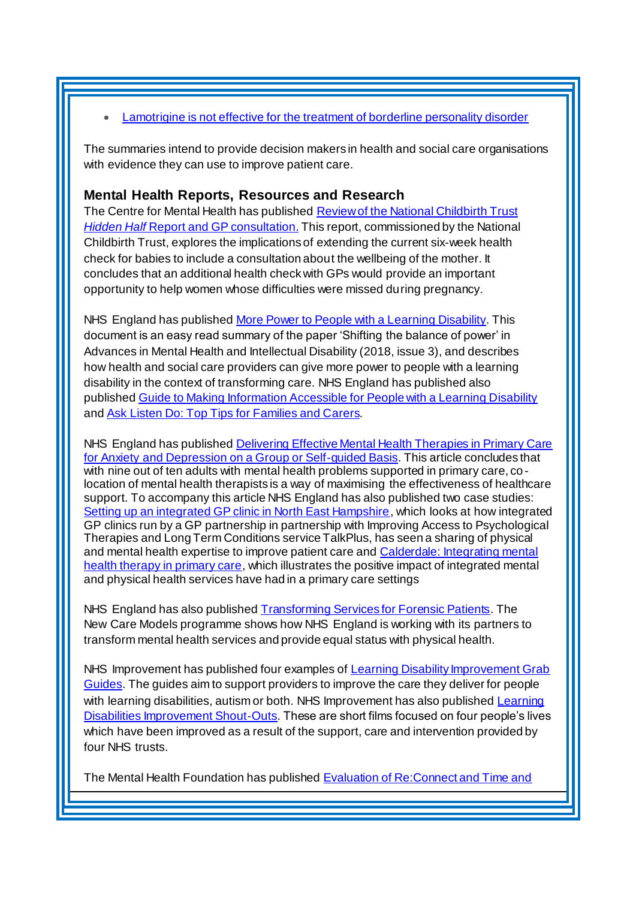- Lamotrigine is not effective for the treatment of borderline personality disorder

The summaries intend to provide decision makers in health and social care organisations with evidence they can use to improve patient care.

### Mental Health Reports, Resources and Research

The Centre for Mental Health has published Review of the National Childbirth Trust *Hidden Half* Report and GP consultation. This report, commissioned by the National Childbirth Trust, explores the implications of extending the current six-week health check for babies to include a consultation about the wellbeing of the mother. It concludes that an additional health check with GPs would provide an important opportunity to help women whose difficulties were missed during pregnancy.

NHS England has published More Power to People with a Learning Disability. This document is an easy read summary of the paper 'Shifting the balance of power' in Advances in Mental Health and Intellectual Disability (2018, issue 3), and describes how health and social care providers can give more power to people with a learning disability in the context of transforming care. NHS England has published also published Guide to Making Information Accessible for People with a Learning Disability and Ask Listen Do: Top Tips for Families and Carers.

NHS England has published Delivering Effective Mental Health Therapies in Primary Care for Anxiety and Depression on a Group or Self-guided Basis. This article concludes that with nine out of ten adults with mental health problems supported in primary care, co-location of mental health therapists is a way of maximising the effectiveness of healthcare support. To accompany this article NHS England has also published two case studies: Setting up an integrated GP clinic in North East Hampshire, which looks at how integrated GP clinics run by a GP partnership in partnership with Improving Access to Psychological Therapies and Long Term Conditions service TalkPlus, has seen a sharing of physical and mental health expertise to improve patient care and Calderdale: Integrating mental health therapy in primary care, which illustrates the positive impact of integrated mental and physical health services have had in a primary care settings

NHS England has also published Transforming Services for Forensic Patients. The New Care Models programme shows how NHS England is working with its partners to transform mental health services and provide equal status with physical health.

NHS Improvement has published four examples of Learning Disability Improvement Grab Guides. The guides aim to support providers to improve the care they deliver for people with learning disabilities, autism or both. NHS Improvement has also published Learning Disabilities Improvement Shout-Outs. These are short films focused on four people's lives which have been improved as a result of the support, care and intervention provided by four NHS trusts.

The Mental Health Foundation has published Evaluation of Re:Connect and Time and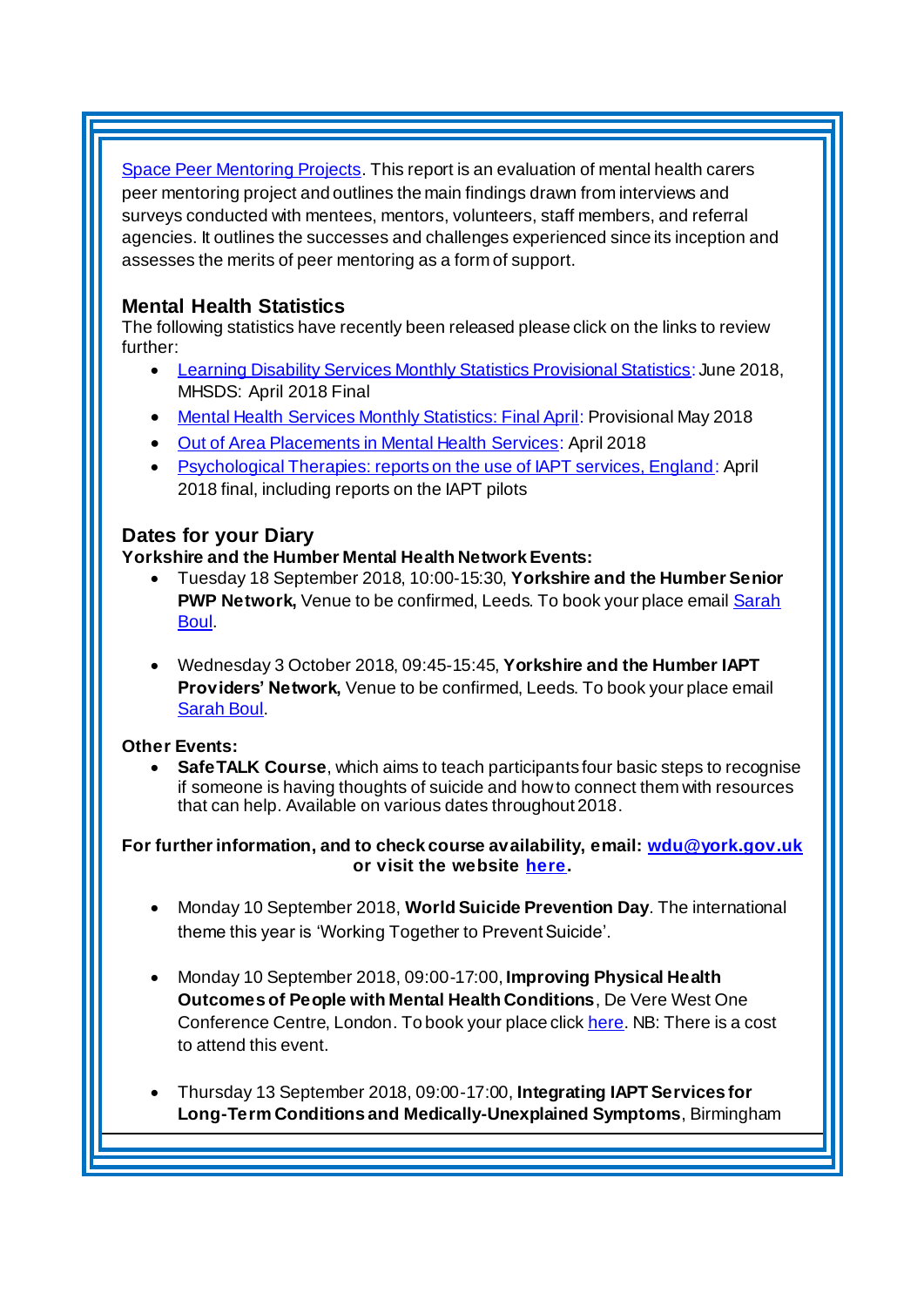Space Peer Mentoring Projects. This report is an evaluation of mental health carers peer mentoring project and outlines the main findings drawn from interviews and surveys conducted with mentees, mentors, volunteers, staff members, and referral agencies. It outlines the successes and challenges experienced since its inception and assesses the merits of peer mentoring as a form of support.

## Mental Health Statistics

The following statistics have recently been released please click on the links to review further:

- Learning Disability Services Monthly Statistics Provisional Statistics: June 2018, MHSDS: April 2018 Final
- Mental Health Services Monthly Statistics: Final April: Provisional May 2018
- Out of Area Placements in Mental Health Services: April 2018
- Psychological Therapies: reports on the use of IAPT services, England: April 2018 final, including reports on the IAPT pilots

## Dates for your Diary

**Yorkshire and the Humber Mental Health Network Events:**

- Tuesday 18 September 2018, 10:00-15:30, **Yorkshire and the Humber Senior PWP Network,** Venue to be confirmed, Leeds. To book your place email Sarah Boul.

- Wednesday 3 October 2018, 09:45-15:45, **Yorkshire and the Humber IAPT Providers' Network,** Venue to be confirmed, Leeds. To book your place email Sarah Boul.

**Other Events:**

- **SafeTALK Course**, which aims to teach participants four basic steps to recognise if someone is having thoughts of suicide and how to connect them with resources that can help. Available on various dates throughout 2018.

**For further information, and to check course availability, email: wdu@york.gov.uk or visit the website here.**

- Monday 10 September 2018, **World Suicide Prevention Day**. The international theme this year is 'Working Together to Prevent Suicide'.

- Monday 10 September 2018, 09:00-17:00, **Improving Physical Health Outcomes of People with Mental Health Conditions**, De Vere West One Conference Centre, London. To book your place click here. NB: There is a cost to attend this event.

- Thursday 13 September 2018, 09:00-17:00, **Integrating IAPT Services for Long-Term Conditions and Medically-Unexplained Symptoms**, Birmingham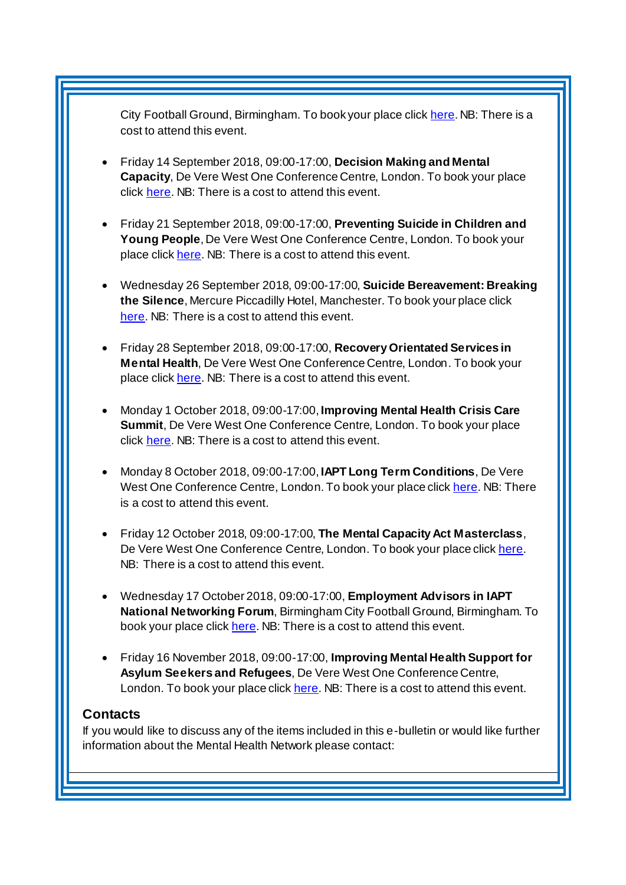City Football Ground, Birmingham. To book your place click here. NB: There is a cost to attend this event.

- Friday 14 September 2018, 09:00-17:00, **Decision Making and Mental Capacity**, De Vere West One Conference Centre, London. To book your place click here. NB: There is a cost to attend this event.

- Friday 21 September 2018, 09:00-17:00, **Preventing Suicide in Children and Young People**, De Vere West One Conference Centre, London. To book your place click here. NB: There is a cost to attend this event.

- Wednesday 26 September 2018, 09:00-17:00, **Suicide Bereavement: Breaking the Silence**, Mercure Piccadilly Hotel, Manchester. To book your place click here. NB: There is a cost to attend this event.

- Friday 28 September 2018, 09:00-17:00, **Recovery Orientated Services in Mental Health**, De Vere West One Conference Centre, London. To book your place click here. NB: There is a cost to attend this event.

- Monday 1 October 2018, 09:00-17:00, **Improving Mental Health Crisis Care Summit**, De Vere West One Conference Centre, London. To book your place click here. NB: There is a cost to attend this event.

- Monday 8 October 2018, 09:00-17:00, **IAPT Long Term Conditions**, De Vere West One Conference Centre, London. To book your place click here. NB: There is a cost to attend this event.

- Friday 12 October 2018, 09:00-17:00, **The Mental Capacity Act Masterclass**, De Vere West One Conference Centre, London. To book your place click here. NB: There is a cost to attend this event.

- Wednesday 17 October 2018, 09:00-17:00, **Employment Advisors in IAPT National Networking Forum**, Birmingham City Football Ground, Birmingham. To book your place click here. NB: There is a cost to attend this event.

- Friday 16 November 2018, 09:00-17:00, **Improving Mental Health Support for Asylum Seekers and Refugees**, De Vere West One Conference Centre, London. To book your place click here. NB: There is a cost to attend this event.

## Contacts

If you would like to discuss any of the items included in this e-bulletin or would like further information about the Mental Health Network please contact: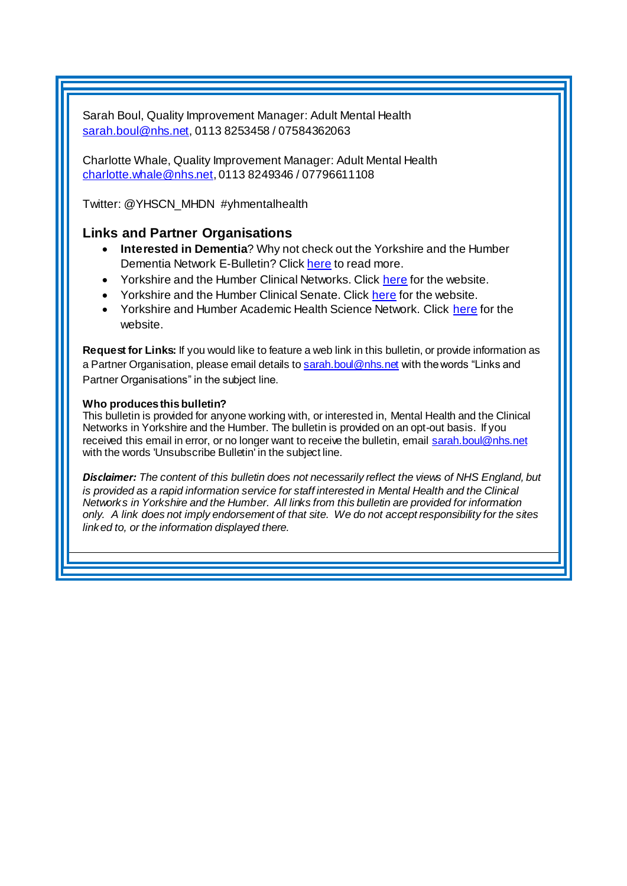Sarah Boul, Quality Improvement Manager: Adult Mental Health
sarah.boul@nhs.net, 0113 8253458 / 07584362063

Charlotte Whale, Quality Improvement Manager: Adult Mental Health
charlotte.whale@nhs.net, 0113 8249346 / 07796611108

Twitter: @YHSCN_MHDN #yhmentalhealth

## Links and Partner Organisations

- **Interested in Dementia**? Why not check out the Yorkshire and the Humber Dementia Network E-Bulletin? Click here to read more.
- Yorkshire and the Humber Clinical Networks. Click here for the website.
- Yorkshire and the Humber Clinical Senate. Click here for the website.
- Yorkshire and Humber Academic Health Science Network. Click here for the website.

**Request for Links:** If you would like to feature a web link in this bulletin, or provide information as a Partner Organisation, please email details to sarah.boul@nhs.net with the words “Links and Partner Organisations” in the subject line.

**Who produces this bulletin?**
This bulletin is provided for anyone working with, or interested in, Mental Health and the Clinical Networks in Yorkshire and the Humber. The bulletin is provided on an opt-out basis. If you received this email in error, or no longer want to receive the bulletin, email sarah.boul@nhs.net with the words 'Unsubscribe Bulletin' in the subject line.

***Disclaimer:*** *The content of this bulletin does not necessarily reflect the views of NHS England, but is provided as a rapid information service for staff interested in Mental Health and the Clinical Networks in Yorkshire and the Humber. All links from this bulletin are provided for information only. A link does not imply endorsement of that site. We do not accept responsibility for the sites linked to, or the information displayed there.*